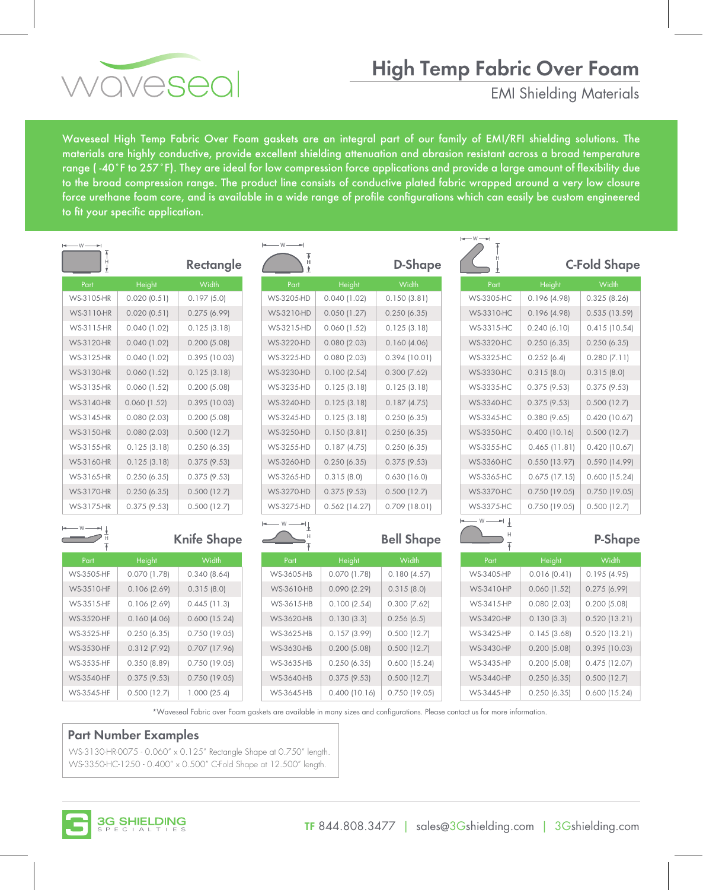# High Temp Fabric Over Foam

## EMI Shielding Materials

Waveseal High Temp Fabric Over Foam gaskets are an integral part of our family of EMI/RFI shielding solutions. The materials are highly conductive, provide excellent shielding attenuation and abrasion resistant across a broad temperature range ( -40˚F to 257˚F). They are ideal for low compression force applications and provide a large amount of flexibility due to the broad compression range. The product line consists of conductive plated fabric wrapped around a very low closure force urethane foam core, and is available in a wide range of profile configurations which can easily be custom engineered to fit your specific application.

### Rectangle

| Part | Height | Width |
|---|---|---|
| WS-3105-HR | 0.020 (0.51) | 0.197 (5.0) |
| WS-3110-HR | 0.020 (0.51) | 0.275 (6.99) |
| WS-3115-HR | 0.040 (1.02) | 0.125 (3.18) |
| WS-3120-HR | 0.040 (1.02) | 0.200 (5.08) |
| WS-3125-HR | 0.040 (1.02) | 0.395 (10.03) |
| WS-3130-HR | 0.060 (1.52) | 0.125 (3.18) |
| WS-3135-HR | 0.060 (1.52) | 0.200 (5.08) |
| WS-3140-HR | 0.060 (1.52) | 0.395 (10.03) |
| WS-3145-HR | 0.080 (2.03) | 0.200 (5.08) |
| WS-3150-HR | 0.080 (2.03) | 0.500 (12.7) |
| WS-3155-HR | 0.125 (3.18) | 0.250 (6.35) |
| WS-3160-HR | 0.125 (3.18) | 0.375 (9.53) |
| WS-3165-HR | 0.250 (6.35) | 0.375 (9.53) |
| WS-3170-HR | 0.250 (6.35) | 0.500 (12.7) |
| WS-3175-HR | 0.375 (9.53) | 0.500 (12.7) |

### D-Shape

| Part | Height | Width |
|---|---|---|
| WS-3205-HD | 0.040 (1.02) | 0.150 (3.81) |
| WS-3210-HD | 0.050 (1.27) | 0.250 (6.35) |
| WS-3215-HD | 0.060 (1.52) | 0.125 (3.18) |
| WS-3220-HD | 0.080 (2.03) | 0.160 (4.06) |
| WS-3225-HD | 0.080 (2.03) | 0.394 (10.01) |
| WS-3230-HD | 0.100 (2.54) | 0.300 (7.62) |
| WS-3235-HD | 0.125 (3.18) | 0.125 (3.18) |
| WS-3240-HD | 0.125 (3.18) | 0.187 (4.75) |
| WS-3245-HD | 0.125 (3.18) | 0.250 (6.35) |
| WS-3250-HD | 0.150 (3.81) | 0.250 (6.35) |
| WS-3255-HD | 0.187 (4.75) | 0.250 (6.35) |
| WS-3260-HD | 0.250 (6.35) | 0.375 (9.53) |
| WS-3265-HD | 0.315 (8.0) | 0.630 (16.0) |
| WS-3270-HD | 0.375 (9.53) | 0.500 (12.7) |
| WS-3275-HD | 0.562 (14.27) | 0.709 (18.01) |

### C-Fold Shape

| Part | Height | Width |
|---|---|---|
| WS-3305-HC | 0.196 (4.98) | 0.325 (8.26) |
| WS-3310-HC | 0.196 (4.98) | 0.535 (13.59) |
| WS-3315-HC | 0.240 (6.10) | 0.415 (10.54) |
| WS-3320-HC | 0.250 (6.35) | 0.250 (6.35) |
| WS-3325-HC | 0.252 (6.4) | 0.280 (7.11) |
| WS-3330-HC | 0.315 (8.0) | 0.315 (8.0) |
| WS-3335-HC | 0.375 (9.53) | 0.375 (9.53) |
| WS-3340-HC | 0.375 (9.53) | 0.500 (12.7) |
| WS-3345-HC | 0.380 (9.65) | 0.420 (10.67) |
| WS-3350-HC | 0.400 (10.16) | 0.500 (12.7) |
| WS-3355-HC | 0.465 (11.81) | 0.420 (10.67) |
| WS-3360-HC | 0.550 (13.97) | 0.590 (14.99) |
| WS-3365-HC | 0.675 (17.15) | 0.600 (15.24) |
| WS-3370-HC | 0.750 (19.05) | 0.750 (19.05) |
| WS-3375-HC | 0.750 (19.05) | 0.500 (12.7) |

### Knife Shape

| Part | Height | Width |
|---|---|---|
| WS-3505-HF | 0.070 (1.78) | 0.340 (8.64) |
| WS-3510-HF | 0.106 (2.69) | 0.315 (8.0) |
| WS-3515-HF | 0.106 (2.69) | 0.445 (11.3) |
| WS-3520-HF | 0.160 (4.06) | 0.600 (15.24) |
| WS-3525-HF | 0.250 (6.35) | 0.750 (19.05) |
| WS-3530-HF | 0.312 (7.92) | 0.707 (17.96) |
| WS-3535-HF | 0.350 (8.89) | 0.750 (19.05) |
| WS-3540-HF | 0.375 (9.53) | 0.750 (19.05) |
| WS-3545-HF | 0.500 (12.7) | 1.000 (25.4) |

### Bell Shape

| Part | Height | Width |
|---|---|---|
| WS-3605-HB | 0.070 (1.78) | 0.180 (4.57) |
| WS-3610-HB | 0.090 (2.29) | 0.315 (8.0) |
| WS-3615-HB | 0.100 (2.54) | 0.300 (7.62) |
| WS-3620-HB | 0.130 (3.3) | 0.256 (6.5) |
| WS-3625-HB | 0.157 (3.99) | 0.500 (12.7) |
| WS-3630-HB | 0.200 (5.08) | 0.500 (12.7) |
| WS-3635-HB | 0.250 (6.35) | 0.600 (15.24) |
| WS-3640-HB | 0.375 (9.53) | 0.500 (12.7) |
| WS-3645-HB | 0.400 (10.16) | 0.750 (19.05) |

### P-Shape

| Part | Height | Width |
|---|---|---|
| WS-3405-HP | 0.016 (0.41) | 0.195 (4.95) |
| WS-3410-HP | 0.060 (1.52) | 0.275 (6.99) |
| WS-3415-HP | 0.080 (2.03) | 0.200 (5.08) |
| WS-3420-HP | 0.130 (3.3) | 0.520 (13.21) |
| WS-3425-HP | 0.145 (3.68) | 0.520 (13.21) |
| WS-3430-HP | 0.200 (5.08) | 0.395 (10.03) |
| WS-3435-HP | 0.200 (5.08) | 0.475 (12.07) |
| WS-3440-HP | 0.250 (6.35) | 0.500 (12.7) |
| WS-3445-HP | 0.250 (6.35) | 0.600 (15.24) |

*Waveseal Fabric over Foam gaskets are available in many sizes and configurations. Please contact us for more information.

### Part Number Examples

WS-3130-HR-0075 - 0.060" x 0.125" Rectangle Shape at 0.750" length.
WS-3350-HC-1250 - 0.400" x 0.500" C-Fold Shape at 12.500" length.

3G SHIELDING SPECIALTIES

TF 844.808.3477 | sales@3Gshielding.com | 3Gshielding.com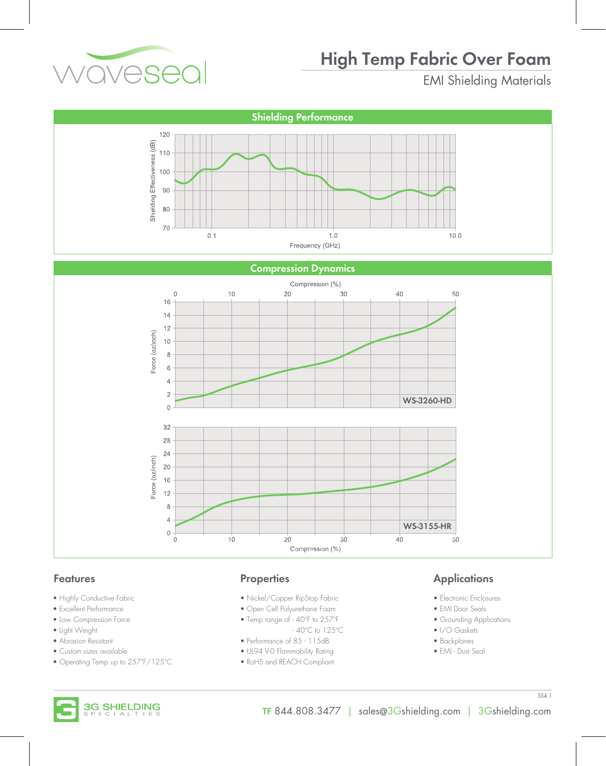waveseal

# High Temp Fabric Over Foam

EMI Shielding Materials

## Shielding Performance

Shielding Effectiveness (dB)
120
110
100
90
80
70
0.1
1.0
10.0
Frequency (GHz)

## Compression Dynamics

Compression (%)
0
10
20
30
40
50
Force (oz/inch)
16
14
12
10
8
6
4
2
0
WS-3260-HD

Force (oz/inch)
32
28
24
20
16
12
8
4
0
WS-3155-HR
0
10
20
30
40
50
Compression (%)

## Features

- Highly Conductive Fabric
- Excellent Performance
- Low Compression Force
- Light Weight
- Abrasion Resistant
- Custom sizes available
- Operating Temp up to 257°F/125°C

## Properties

- Nickel/Copper RipStop Fabric
- Open Cell Polyurethane Foam
- Temp range of - 40°F to 257°F
  - 40°C to 125°C
- Performance of 85 - 115dB
- UL94 V-0 Flammability Rating
- RoHS and REACH Compliant

## Applications

- Electronic Enclosures
- EMI Door Seals
- Grounding Applications
- I/O Gaskets
- Backplanes
- EMI - Dust Seal

SS4.1

3G SHIELDING SPECIALTIES

TF 844.808.3477 | sales@3Gshielding.com | 3Gshielding.com